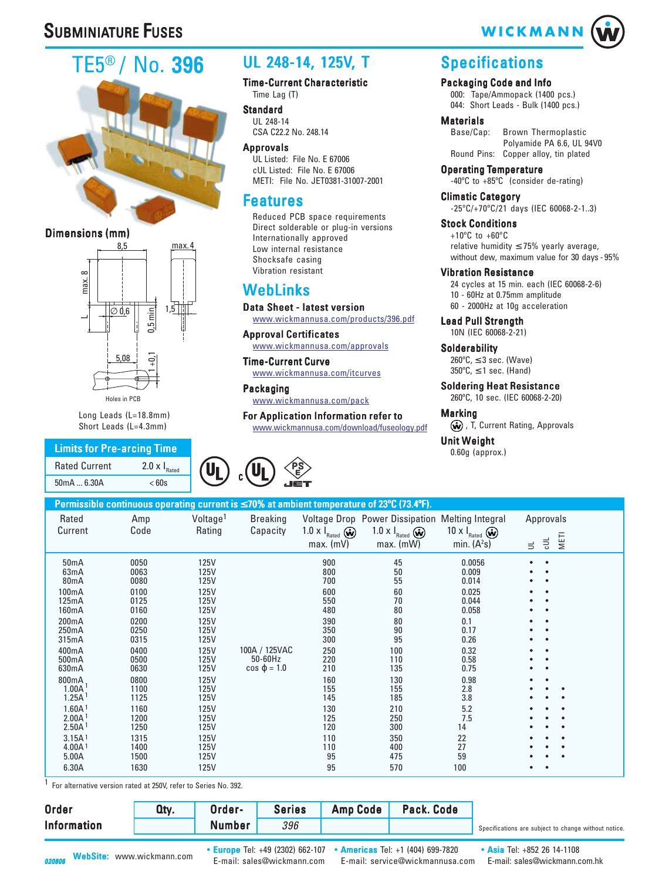# Subminiature Fuses

WICKMANN

## TE5® / No. 396

### Dimensions (mm)

8,5 — max. 4 — max. 8 — L — ∅ 0,6 — 0,5 min — 1,5 — 5,08 — 1 +0,1

Holes in PCB

Long Leads (L=18.8mm)
Short Leads (L=4.3mm)

| Limits for Pre-arcing Time | |
|---|---|
| Rated Current | 2.0 x $I_{Rated}$ |
| 50mA ... 6.30A | < 60s |

## UL 248-14, 125V, T

**Time-Current Characteristic**
Time Lag (T)

**Standard**
UL 248-14
CSA C22.2 No. 248.14

**Approvals**
UL Listed: File No. E 67006
cUL Listed: File No. E 67006
METI: File No. JET0381-31007-2001

## Features

Reduced PCB space requirements
Direct solderable or plug-in versions
Internationally approved
Low internal resistance
Shocksafe casing
Vibration resistant

## WebLinks

**Data Sheet - latest version**
www.wickmannusa.com/products/396.pdf

**Approval Certificates**
www.wickmannusa.com/approvals

**Time-Current Curve**
www.wickmannusa.com/itcurves

**Packaging**
www.wickmannusa.com/pack

**For Application Information refer to**
www.wickmannusa.com/download/fuseology.pdf

## Specifications

**Packaging Code and Info**
000: Tape/Ammopack (1400 pcs.)
044: Short Leads - Bulk (1400 pcs.)

**Materials**
Base/Cap: Brown Thermoplastic Polyamide PA 6.6, UL 94V0
Round Pins: Copper alloy, tin plated

**Operating Temperature**
-40°C to +85°C (consider de-rating)

**Climatic Category**
-25°C/+70°C/21 days (IEC 60068-2-1..3)

**Stock Conditions**
+10°C to +60°C
relative humidity ≤75% yearly average, without dew, maximum value for 30 days - 95%

**Vibration Resistance**
24 cycles at 15 min. each (IEC 60068-2-6)
10 - 60Hz at 0.75mm amplitude
60 - 2000Hz at 10g acceleration

**Lead Pull Strength**
10N (IEC 60068-2-21)

**Solderability**
260°C, ≤3 sec. (Wave)
350°C, ≤1 sec. (Hand)

**Soldering Heat Resistance**
260°C, 10 sec. (IEC 60068-2-20)

**Marking**
Ⓦ, T, Current Rating, Approvals

**Unit Weight**
0.60g (approx.)

**Permissible continuous operating current is ≤70% at ambient temperature of 23°C (73.4°F).**

| Rated Current | Amp Code | Voltage[1] Rating | Breaking Capacity | Voltage Drop 1.0 x $I_{Rated}$ Ⓦ max. (mV) | Power Dissipation 1.0 x $I_{Rated}$ Ⓦ max. (mW) | Melting Integral 10 x $I_{Rated}$ Ⓦ min. ($A^2$s) | UL | cUL | METI |
|---|---|---|---|---|---|---|---|---|---|
| 50mA | 0050 | 125V | 100A / 125VAC 50-60Hz cos ϕ = 1.0 | 900 | 45 | 0.0056 | • | • | |
| 63mA | 0063 | 125V | | 800 | 50 | 0.009 | • | • | |
| 80mA | 0080 | 125V | | 700 | 55 | 0.014 | • | • | |
| 100mA | 0100 | 125V | | 600 | 60 | 0.025 | • | • | |
| 125mA | 0125 | 125V | | 550 | 70 | 0.044 | • | • | |
| 160mA | 0160 | 125V | | 480 | 80 | 0.058 | • | • | |
| 200mA | 0200 | 125V | | 390 | 80 | 0.1 | • | • | |
| 250mA | 0250 | 125V | | 350 | 90 | 0.17 | • | • | |
| 315mA | 0315 | 125V | | 300 | 95 | 0.26 | • | • | |
| 400mA | 0400 | 125V | | 250 | 100 | 0.32 | • | • | |
| 500mA | 0500 | 125V | | 220 | 110 | 0.58 | • | • | |
| 630mA | 0630 | 125V | | 210 | 135 | 0.75 | • | • | |
| 800mA | 0800 | 125V | | 160 | 130 | 0.98 | • | • | |
| 1.00A[1] | 1100 | 125V | | 155 | 155 | 2.8 | • | • | • |
| 1.25A[1] | 1125 | 125V | | 145 | 185 | 3.8 | • | • | • |
| 1.60A[1] | 1160 | 125V | | 130 | 210 | 5.2 | • | • | • |
| 2.00A[1] | 1200 | 125V | | 125 | 250 | 7.5 | • | • | • |
| 2.50A[1] | 1250 | 125V | | 120 | 300 | 14 | • | • | • |
| 3.15A[1] | 1315 | 125V | | 110 | 350 | 22 | • | • | • |
| 4.00A[1] | 1400 | 125V | | 110 | 400 | 27 | • | • | • |
| 5.00A | 1500 | 125V | | 95 | 475 | 59 | • | • | • |
| 6.30A | 1630 | 125V | | 95 | 570 | 100 | • | • | |

[1] For alternative version rated at 250V, refer to Series No. 392.

| Order Information | Qty. | Order-Number | Series | Amp Code | Pack. Code |
|---|---|---|---|---|---|
| | | | 396 | | |

Specifications are subject to change without notice.

020806 WebSite: www.wickmann.com
• Europe Tel: +49 (2302) 662-107 E-mail: sales@wickmann.com
• Americas Tel: +1 (404) 699-7820 E-mail: service@wickmannusa.com
• Asia Tel: +852 26 14-1108 E-mail: sales@wickmann.com.hk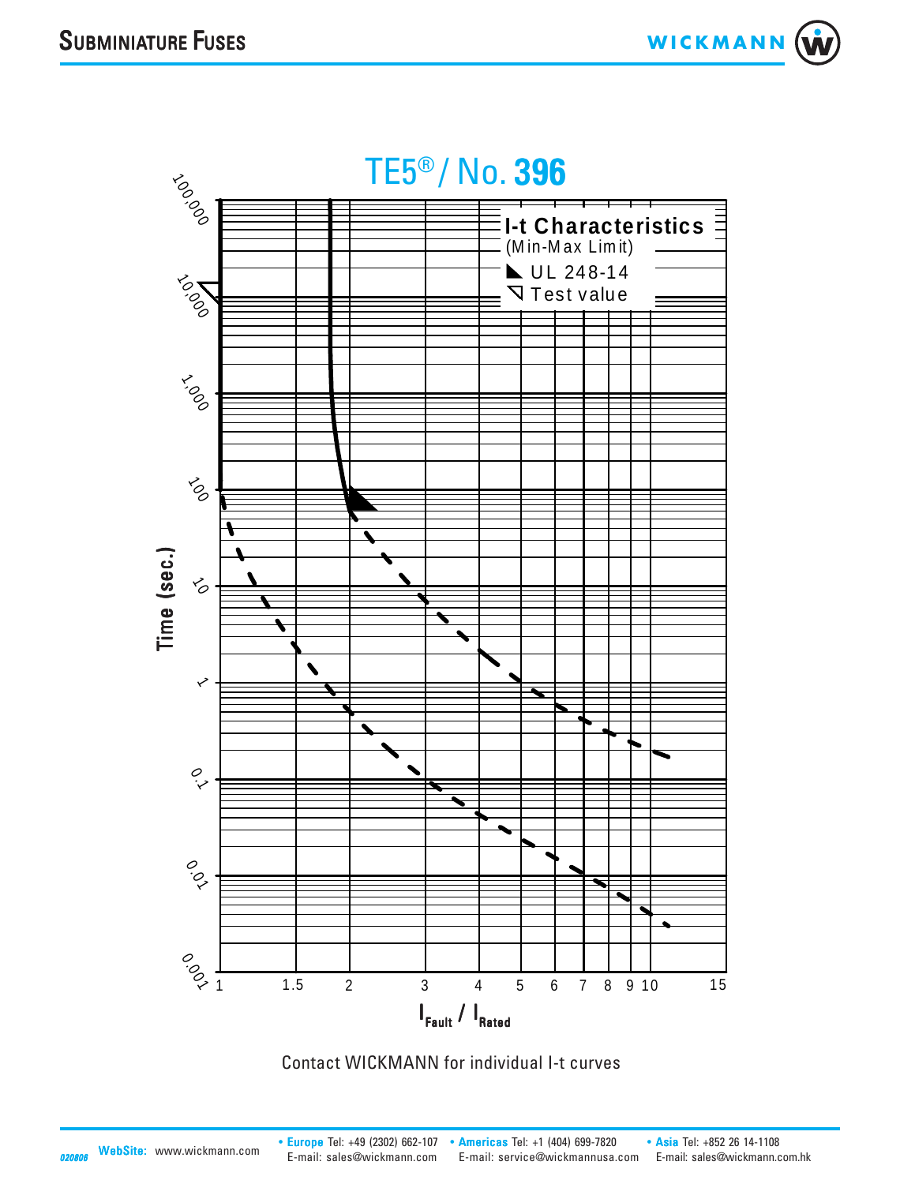# TE5® / No. 396

I-t Characteristics
(Min-Max Limit)
UL 248-14
Test value

Time (sec.)

100,000
10,000
1,000
100
10
1
0.1
0.01
0.001

1 1.5 2 3 4 5 6 7 8 9 10 15

$I_{Fault}$ / $I_{Rated}$

Contact WICKMANN for individual I-t curves

020806 WebSite: www.wickmann.com

• Europe Tel: +49 (2302) 662-107 E-mail: sales@wickmann.com

• Americas Tel: +1 (404) 699-7820 E-mail: service@wickmannusa.com

• Asia Tel: +852 26 14-1108 E-mail: sales@wickmann.com.hk